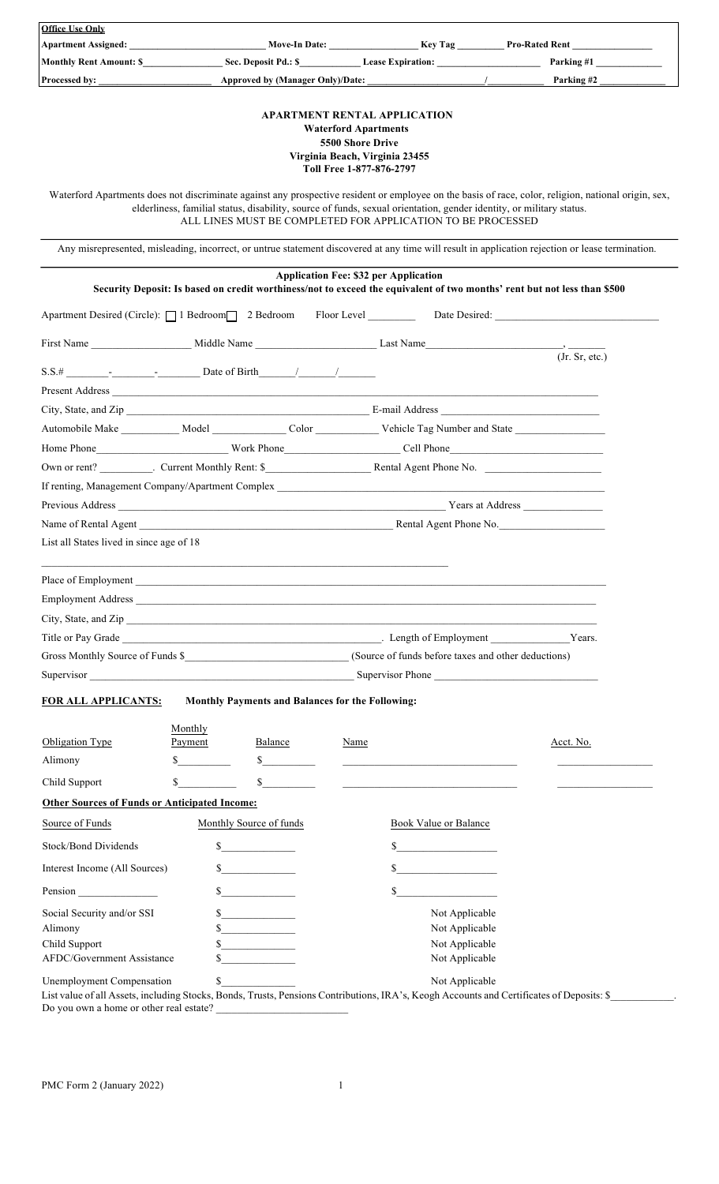**Office Use Only**

**Apartment Assigned:** ____________________________ **Move-In Date:** __________________ **Key Tag** _________ **Pro-Rated Rent** ________________

**Monthly Rent Amount: $** ________________ **Sec. Deposit Pd.: $** ____________ **Lease Expiration:** _____________________ **Parking #1** _____________

**Processed by:** _______________________ **Approved by (Manager Only)/Date:** _______________________/___________ **Parking #2** _____________

**APARTMENT RENTAL APPLICATION**
**Waterford Apartments**
**5500 Shore Drive**
**Virginia Beach, Virginia 23455**
**Toll Free 1-877-876-2797**

Waterford Apartments does not discriminate against any prospective resident or employee on the basis of race, color, religion, national origin, sex, elderliness, familial status, disability, source of funds, sexual orientation, gender identity, or military status.
ALL LINES MUST BE COMPLETED FOR APPLICATION TO BE PROCESSED

Any misrepresented, misleading, incorrect, or untrue statement discovered at any time will result in application rejection or lease termination.

**Application Fee: $32 per Application**
**Security Deposit: Is based on credit worthiness/not to exceed the equivalent of two months' rent but not less than $500**

Apartment Desired (Circle): ☐ 1 Bedroom ☐ 2 Bedroom Floor Level ________ Date Desired: ______________________________

First Name __________________ Middle Name _____________________ Last Name__________________________, ______ (Jr. Sr, etc.)

S.S.# ________-________-________ Date of Birth______/______/_______

Present Address ________________________________________________________________________________________________

City, State, and Zip _____________________________________________ E-mail Address _____________________________

Automobile Make ___________ Model ______________ Color ____________ Vehicle Tag Number and State _________________

Home Phone_______________________ Work Phone___________________ Cell Phone____________________________

Own or rent? __________. Current Monthly Rent: $___________________ Rental Agent Phone No. _____________________

If renting, Management Company/Apartment Complex _______________________________________________________________

Previous Address _______________________________________________________________ Years at Address _______________

Name of Rental Agent _______________________________________________ Rental Agent Phone No.____________________

List all States lived in since age of 18

___________________________________________________________________________

Place of Employment ______________________________________________________________________________________

Employment Address ______________________________________________________________________________________

City, State, and Zip _______________________________________________________________________________________

Title or Pay Grade ________________________________________________. Length of Employment _______________Years.

Gross Monthly Source of Funds $______________________________ (Source of funds before taxes and other deductions)

Supervisor _______________________________________________ Supervisor Phone ______________________________

**FOR ALL APPLICANTS:** **Monthly Payments and Balances for the Following:**

| Obligation Type | Monthly Payment | Balance | Name | Acct. No. |
|---|---|---|---|---|
| Alimony | $__________ | $__________ | __________________________________ | __________________ |
| Child Support | $__________ | $__________ | __________________________________ | __________________ |

**Other Sources of Funds or Anticipated Income:**

| Source of Funds | Monthly Source of funds | Book Value or Balance |
|---|---|---|
| Stock/Bond Dividends | $_____________ | $__________________ |
| Interest Income (All Sources) | $_____________ | $__________________ |
| Pension ______________ | $_____________ | $__________________ |
| Social Security and/or SSI | $_____________ | Not Applicable |
| Alimony | $_____________ | Not Applicable |
| Child Support | $_____________ | Not Applicable |
| AFDC/Government Assistance | $_____________ | Not Applicable |
| Unemployment Compensation | $_____________ | Not Applicable |

List value of all Assets, including Stocks, Bonds, Trusts, Pensions Contributions, IRA's, Keogh Accounts and Certificates of Deposits: $___________.

Do you own a home or other real estate? ________________________

PMC Form 2 (January 2022)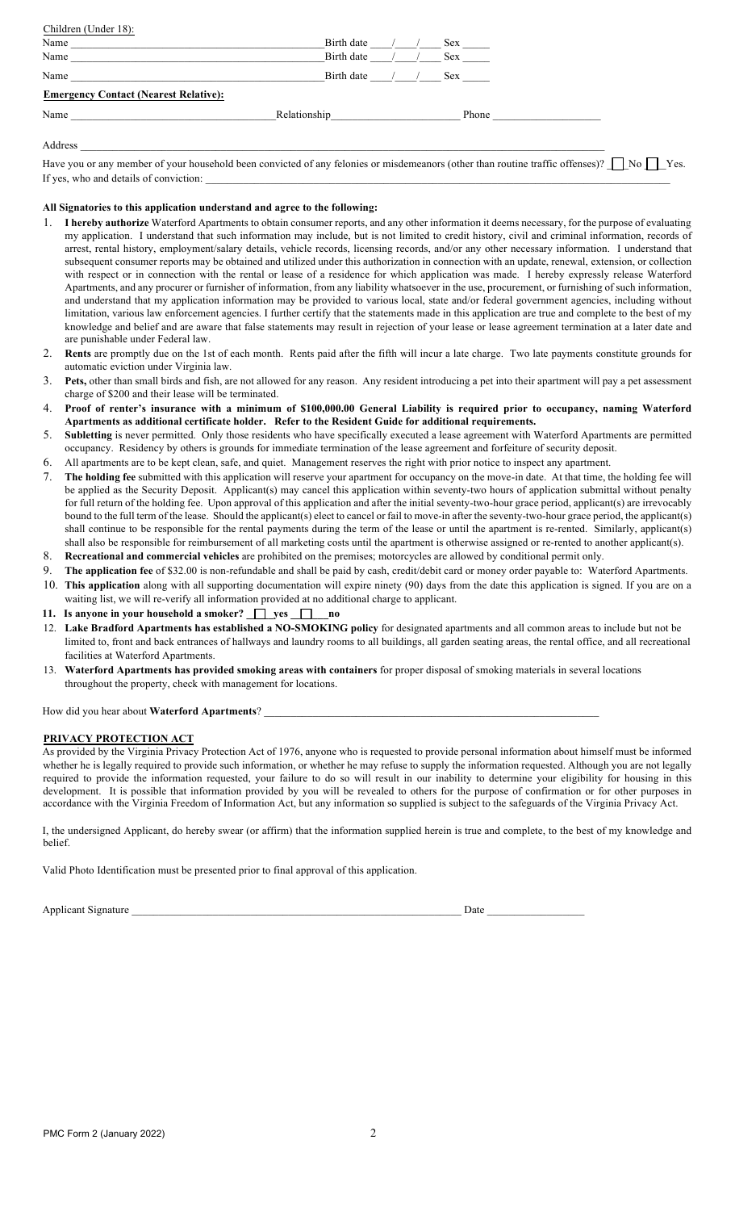Children (Under 18):

Name ______________________________________________ Birth date ____/____/____ Sex _____

Name ______________________________________________ Birth date ____/____/____ Sex _____

Name ______________________________________________ Birth date ____/____/____ Sex _____

**Emergency Contact (Nearest Relative):**

Name ____________________________________ Relationship______________________ Phone ___________________

Address ____________________________________________________________________________________________________

Have you or any member of your household been convicted of any felonies or misdemeanors (other than routine traffic offenses)? ☐ No ☐ Yes.
If yes, who and details of conviction: ______________________________________________________________________________

**All Signatories to this application understand and agree to the following:**

1. **I hereby authorize** Waterford Apartments to obtain consumer reports, and any other information it deems necessary, for the purpose of evaluating my application. I understand that such information may include, but is not limited to credit history, civil and criminal information, records of arrest, rental history, employment/salary details, vehicle records, licensing records, and/or any other necessary information. I understand that subsequent consumer reports may be obtained and utilized under this authorization in connection with an update, renewal, extension, or collection with respect or in connection with the rental or lease of a residence for which application was made. I hereby expressly release Waterford Apartments, and any procurer or furnisher of information, from any liability whatsoever in the use, procurement, or furnishing of such information, and understand that my application information may be provided to various local, state and/or federal government agencies, including without limitation, various law enforcement agencies. I further certify that the statements made in this application are true and complete to the best of my knowledge and belief and are aware that false statements may result in rejection of your lease or lease agreement termination at a later date and are punishable under Federal law.
2. **Rents** are promptly due on the 1st of each month. Rents paid after the fifth will incur a late charge. Two late payments constitute grounds for automatic eviction under Virginia law.
3. **Pets,** other than small birds and fish, are not allowed for any reason. Any resident introducing a pet into their apartment will pay a pet assessment charge of $200 and their lease will be terminated.
4. **Proof of renter's insurance with a minimum of $100,000.00 General Liability is required prior to occupancy, naming Waterford Apartments as additional certificate holder. Refer to the Resident Guide for additional requirements.**
5. **Subletting** is never permitted. Only those residents who have specifically executed a lease agreement with Waterford Apartments are permitted occupancy. Residency by others is grounds for immediate termination of the lease agreement and forfeiture of security deposit.
6. All apartments are to be kept clean, safe, and quiet. Management reserves the right with prior notice to inspect any apartment.
7. **The holding fee** submitted with this application will reserve your apartment for occupancy on the move-in date. At that time, the holding fee will be applied as the Security Deposit. Applicant(s) may cancel this application within seventy-two hours of application submittal without penalty for full return of the holding fee. Upon approval of this application and after the initial seventy-two-hour grace period, applicant(s) are irrevocably bound to the full term of the lease. Should the applicant(s) elect to cancel or fail to move-in after the seventy-two-hour grace period, the applicant(s) shall continue to be responsible for the rental payments during the term of the lease or until the apartment is re-rented. Similarly, applicant(s) shall also be responsible for reimbursement of all marketing costs until the apartment is otherwise assigned or re-rented to another applicant(s).
8. **Recreational and commercial vehicles** are prohibited on the premises; motorcycles are allowed by conditional permit only.
9. **The application fee** of $32.00 is non-refundable and shall be paid by cash, credit/debit card or money order payable to: Waterford Apartments.
10. **This application** along with all supporting documentation will expire ninety (90) days from the date this application is signed. If you are on a waiting list, we will re-verify all information provided at no additional charge to applicant.
11. **Is anyone in your household a smoker? ☐ yes ☐ no**
12. **Lake Bradford Apartments has established a NO-SMOKING policy** for designated apartments and all common areas to include but not be limited to, front and back entrances of hallways and laundry rooms to all buildings, all garden seating areas, the rental office, and all recreational facilities at Waterford Apartments.
13. **Waterford Apartments has provided smoking areas with containers** for proper disposal of smoking materials in several locations throughout the property, check with management for locations.

How did you hear about **Waterford Apartments**? ______________________________________________________________

**PRIVACY PROTECTION ACT**

As provided by the Virginia Privacy Protection Act of 1976, anyone who is requested to provide personal information about himself must be informed whether he is legally required to provide such information, or whether he may refuse to supply the information requested. Although you are not legally required to provide the information requested, your failure to do so will result in our inability to determine your eligibility for housing in this development. It is possible that information provided by you will be revealed to others for the purpose of confirmation or for other purposes in accordance with the Virginia Freedom of Information Act, but any information so supplied is subject to the safeguards of the Virginia Privacy Act.

I, the undersigned Applicant, do hereby swear (or affirm) that the information supplied herein is true and complete, to the best of my knowledge and belief.

Valid Photo Identification must be presented prior to final approval of this application.

Applicant Signature ____________________________________________________________ Date __________________

PMC Form 2 (January 2022)